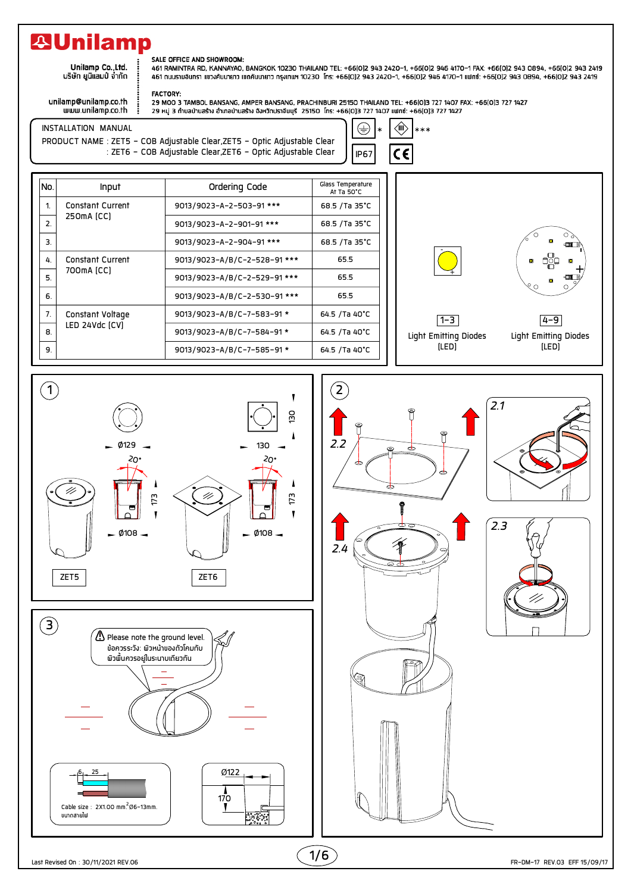# Unilamp

Unilamp Co.,Ltd.
บริษัท ยูนิแลมป์ จำกัด

unilamp@unilamp.co.th
www.unilamp.co.th

**SALE OFFICE AND SHOWROOM:**
461 RAMINTRA RD, KANNAYAO, BANGKOK 10230 THAILAND TEL: +66(0)2 943 2420-1, +66(0)2 946 4170-1 FAX: +66(0)2 943 0894, +66(0)2 943 2419
461 ถนนรามอินทรา แขวงคันนายาว เขตคันนายาว กรุงเทพฯ 10230 โทร: +66(0)2 943 2420-1, +66(0)2 946 4170-1 แฟกซ์: +66(0)2 943 0894, +66(0)2 943 2419

**FACTORY:**
29 MOO 3 TAMBOL BANSANG, AMPER BANSANG, PRACHINBURI 25150 THAILAND TEL: +66(0)3 727 1407 FAX: +66(0)3 727 1427
29 หมู่ 3 ตำบลบ้านสร้าง อำเภอบ้านสร้าง จังหวัดปราจีนบุรี 25150 โทร: +66(0)3 727 1407 แฟกซ์: +66(0)3 727 1427

INSTALLATION MANUAL
PRODUCT NAME : ZET5 - COB Adjustable Clear,ZET5 - Optic Adjustable Clear
: ZET6 - COB Adjustable Clear,ZET6 - Optic Adjustable Clear

\* *** IP67 CE

| No. | Input | Ordering Code | Glass Temperature At Ta 50°C |
|---|---|---|---|
| 1. | Constant Current 250mA (CC) | 9013/9023-A-2-503-91 *** | 68.5 /Ta 35°C |
| 2. | | 9013/9023-A-2-901-91 *** | 68.5 /Ta 35°C |
| 3. | | 9013/9023-A-2-904-91 *** | 68.5 /Ta 35°C |
| 4. | Constant Current 700mA (CC) | 9013/9023-A/B/C-2-528-91 *** | 65.5 |
| 5. | | 9013/9023-A/B/C-2-529-91 *** | 65.5 |
| 6. | | 9013/9023-A/B/C-2-530-91 *** | 65.5 |
| 7. | Constant Voltage LED 24Vdc (CV) | 9013/9023-A/B/C-7-583-91 * | 64.5 /Ta 40°C |
| 8. | | 9013/9023-A/B/C-7-584-91 * | 64.5 /Ta 40°C |
| 9. | | 9013/9023-A/B/C-7-585-91 * | 64.5 /Ta 40°C |

1-3 Light Emitting Diodes (LED)

4-9 Light Emitting Diodes (LED)

**1**

Ø129, 20°, 173, Ø108 — ZET5

130, 130, 20°, 173, Ø108 — ZET6

**2**

2.1, 2.2, 2.3, 2.4

**3**

⚠ Please note the ground level.
ข้อควรระวัง: ผิวหน้าของตัวโคมกับผิวพื้นควรอยู่ในระนาบเดียวกัน

6, 25
Cable size : 2X1.00 mm² Ø6-13mm.
ขนาดสายไฟ

Ø122
170

Last Revised On : 30/11/2021 REV.06

FR-DM-17 REV.03 EFF 15/09/17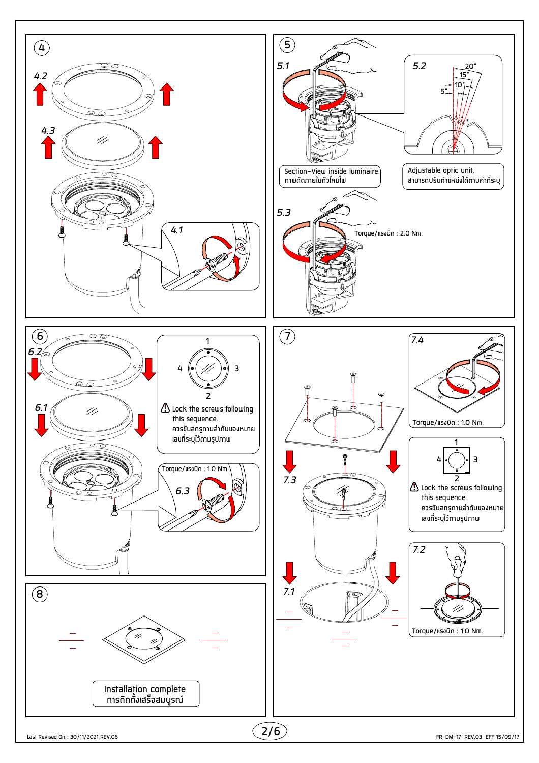## 4

4.2

4.3

4.1

## 5

5.1

5.2

20°
15°
10°
5°

Section-View inside luminaire.
ภาพตัดภายในตัวโคมไฟ

Adjustable optic unit.
สามารถปรับตำแหน่งได้ตามค่าที่ระบุ

5.3

Torque/แรงบิด : 2.0 Nm.

## 6

6.2

6.1

1

4 3

2

⚠ Lock the screws following this sequence.
ควรขันสกรูตามลำดับของหมายเลขที่ระบุไว้ตามรูปภาพ

Torque/แรงบิด : 1.0 Nm.

6.3

## 7

7.4

Torque/แรงบิด : 1.0 Nm.

7.3

1

4 3

2

⚠ Lock the screws following this sequence.
ควรขันสกรูตามลำดับของหมายเลขที่ระบุไว้ตามรูปภาพ

7.1

7.2

Torque/แรงบิด : 1.0 Nm.

## 8

Installation complete
การติดตั้งเสร็จสมบูรณ์

Last Revised On : 30/11/2021 REV.06

FR-DM-17 REV.03 EFF 15/09/17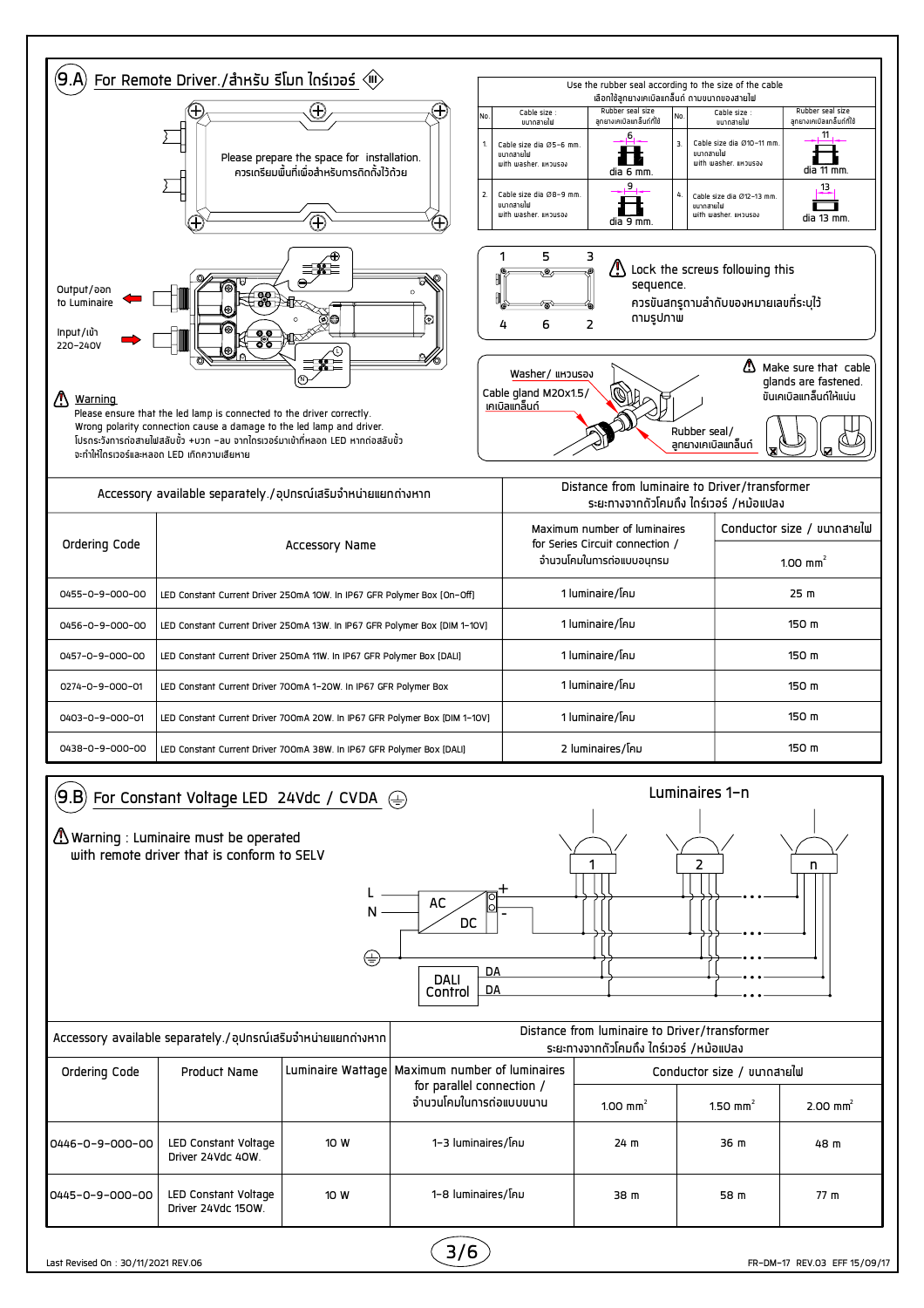## 9.A For Remote Driver./สำหรับ รีโมท ไดร์เวอร์

Please prepare the space for installation.
ควรเตรียมพื้นที่เพื่อสำหรับการติดตั้งไว้ด้วย

Use the rubber seal according to the size of the cable
เลือกใช้ลูกยางเคเบิลแกลนด์ ตามขนาดของสายไฟ

| No. | Cable size : ขนาดสายไฟ | Rubber seal size ลูกยางเคเบิลแกลนด์ที่ใช้ | No. | Cable size : ขนาดสายไฟ | Rubber seal size ลูกยางเคเบิลแกลนด์ที่ใช้ |
|---|---|---|---|---|---|
| 1. | Cable size dia Ø5-6 mm. ขนาดสายไฟ with washer. แหวนรอง | dia 6 mm. | 3. | Cable size dia Ø10-11 mm. ขนาดสายไฟ with washer. แหวนรอง | dia 11 mm. |
| 2. | Cable size dia Ø8-9 mm. ขนาดสายไฟ with washer. แหวนรอง | dia 9 mm. | 4. | Cable size dia Ø12-13 mm. ขนาดสายไฟ with washer. แหวนรอง | dia 13 mm. |

Output/ออก to Luminaire

Input/เข้า 220-240V

⚠ Lock the screws following this sequence.
ควรขันสกรูตามลำดับของหมายเลขที่ระบุไว้ตามรูปภาพ

Washer/ แหวนรอง

Cable gland M20x1.5/ เคเบิลแกลนด์

Rubber seal/ ลูกยางเคเบิลแกลนด์

⚠ Make sure that cable glands are fastened.
ขันเคเบิลแกลนด์ให้แน่น

⚠ **Warning**
Please ensure that the led lamp is connected to the driver correctly.
Wrong polarity connection cause a damage to the led lamp and driver.
โปรดระวังการต่อสายไฟสลับขั้ว +บวก -ลบ จากไดรเวอร์มาเข้าที่หลอด LED หากต่อสลับขั้ว จะทำให้ไดรเวอร์และหลอด LED เกิดความเสียหาย

| Ordering Code | Accessory Name | Maximum number of luminaires for Series Circuit connection / จำนวนโคมในการต่อแบบอนุกรม | Conductor size / ขนาดสายไฟ 1.00 mm² |
|---|---|---|---|
| Accessory available separately./อุปกรณ์เสริมจำหน่ายแยกต่างหาก | | Distance from luminaire to Driver/transformer ระยะทางจากตัวโคมถึง ไดร์เวอร์ /หม้อแปลง | |
| 0455-0-9-000-00 | LED Constant Current Driver 250mA 10W. In IP67 GFR Polymer Box (On-Off) | 1 luminaire/โคม | 25 m |
| 0456-0-9-000-00 | LED Constant Current Driver 250mA 13W. In IP67 GFR Polymer Box (DIM 1-10V) | 1 luminaire/โคม | 150 m |
| 0457-0-9-000-00 | LED Constant Current Driver 250mA 11W. In IP67 GFR Polymer Box (DALI) | 1 luminaire/โคม | 150 m |
| 0274-0-9-000-01 | LED Constant Current Driver 700mA 1-20W. In IP67 GFR Polymer Box | 1 luminaire/โคม | 150 m |
| 0403-0-9-000-01 | LED Constant Current Driver 700mA 20W. In IP67 GFR Polymer Box (DIM 1-10V) | 1 luminaire/โคม | 150 m |
| 0438-0-9-000-00 | LED Constant Current Driver 700mA 38W. In IP67 GFR Polymer Box (DALI) | 2 luminaires/โคม | 150 m |

## 9.B For Constant Voltage LED 24Vdc / CVDA

⚠ Warning : Luminaire must be operated with remote driver that is conform to SELV

Luminaires 1-n

L, N, AC/DC, +, -, DALI Control, DA, DA

| Ordering Code | Product Name | Luminaire Wattage | Maximum number of luminaires for parallel connection / จำนวนโคมในการต่อแบบขนาน | Conductor size / ขนาดสายไฟ 1.00 mm² | 1.50 mm² | 2.00 mm² |
|---|---|---|---|---|---|---|
| Accessory available separately./อุปกรณ์เสริมจำหน่ายแยกต่างหาก | | | Distance from luminaire to Driver/transformer ระยะทางจากตัวโคมถึง ไดร์เวอร์ /หม้อแปลง | | | |
| 0446-0-9-000-00 | LED Constant Voltage Driver 24Vdc 40W. | 10 W | 1-3 luminaires/โคม | 24 m | 36 m | 48 m |
| 0445-0-9-000-00 | LED Constant Voltage Driver 24Vdc 150W. | 10 W | 1-8 luminaires/โคม | 38 m | 58 m | 77 m |

Last Revised On : 30/11/2021 REV.06

FR-DM-17 REV.03 EFF 15/09/17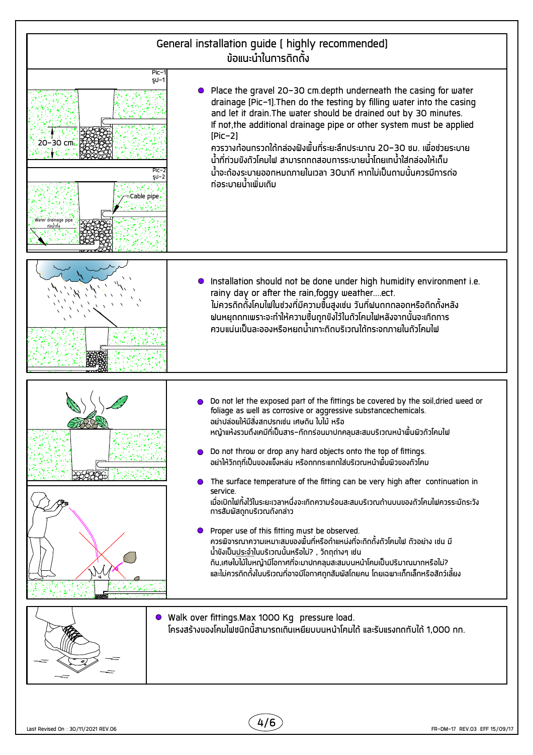# General installation guide ( highly recommended)
# ข้อแนะนำในการติดตั้ง

Pic-1
รูป-1

20-30 cm.

Pic-2
รูป-2

Cable pipe

Water drainage pipe
ท่อน้ำทิ้ง

- Place the gravel 20-30 cm.depth underneath the casing for water drainage (Pic-1).Then do the testing by filling water into the casing and let it drain.The water should be drained out by 30 minutes. If not,the additional drainage pipe or other system must be applied (Pic-2)
  ควรวางก้อนกรวดใต้กล่องฝังพื้นที่ระยะลึกประมาณ 20-30 ซม. เพื่อช่วยระบายน้ำที่ท่วมขังตัวโคมไฟ สามารถทดสอบการระบายน้ำโดยเทน้ำใส่กล่องให้เต็ม น้ำจะต้องระบายออกหมดภายในเวลา 30นาที หากไม่เป็นตามนั้นควรมีการต่อท่อระบายน้ำเพิ่มเติม

- Installation should not be done under high humidity environment i.e. rainy day or after the rain,foggy weather....ect.
  ไม่ควรติดตั้งโคมไฟในช่วงที่มีความชื้นสูงเช่น วันที่ฝนตกตลอดหรือติดตั้งหลังฝนหยุดตกเพราะจะทำให้ความชื้นถูกขังไว้ในตัวโคมไฟหลังจากนั้นจะเกิดการควบแน่นเป็นละอองหรือหยดน้ำเกาะติดบริเวณใต้กระจกภายในตัวโคมไฟ

- Do not let the exposed part of the fittings be covered by the soil,dried weed or foliage as well as corrosive or aggressive substancechemicals.
  อย่าปล่อยให้มีสิ่งสกปรกเช่น เศษดิน ใบไม้ หรือ หญ้าแห้งรวมถึงเคมีที่เป็นสาร-กัดกร่อนมาปกคลุมสะสมบริเวณหน้าพื้นผิวตัวโคมไฟ

- Do not throw or drop any hard objects onto the top of fittings.
  อย่าให้วัตถุที่เป็นของแข็งหล่น หรือตกกระแทกใส่บริเวณหน้าพื้นผิวของตัวโคม

- The surface temperature of the fitting can be very high after continuation in service.
  เมื่อเปิดไฟทิ้งไว้ในระยะเวลาหนึ่งจะเกิดความร้อนสะสมบริเวณด้านบนของตัวโคมไฟควรระมัดระวังการสัมผัสถูกบริเวณดังกล่าว

- Proper use of this fitting must be observed.
  ควรพิจารณาความเหมาะสมของพื้นที่หรือตำแหน่งที่จะติดตั้งตัวโคมไฟ ตัวอย่าง เช่น มีน้ำขังเป็นประจำในบริเวณนั้นหรือไม่? , วัตถุต่างๆ เช่น ดิน,เศษใบไม้ใบหญ้ามีโอกาศที่จะมาปกคลุมสะสมบนหน้าโคมเป็นปริมาณมากหรือไม่? และไม่ควรติดตั้งในบริเวณที่อาจมีโอกาศถูกสัมผัสโดยคน โดยเฉพาะเด็กเล็กหรือสัตว์เลี้ยง

- Walk over fittings.Max 1000 Kg pressure load.
  โครงสร้างของโคมไฟชนิดนี้สามารถเดินเหยียบบนหน้าโคมได้ และรับแรงกดทับได้ 1,000 กก.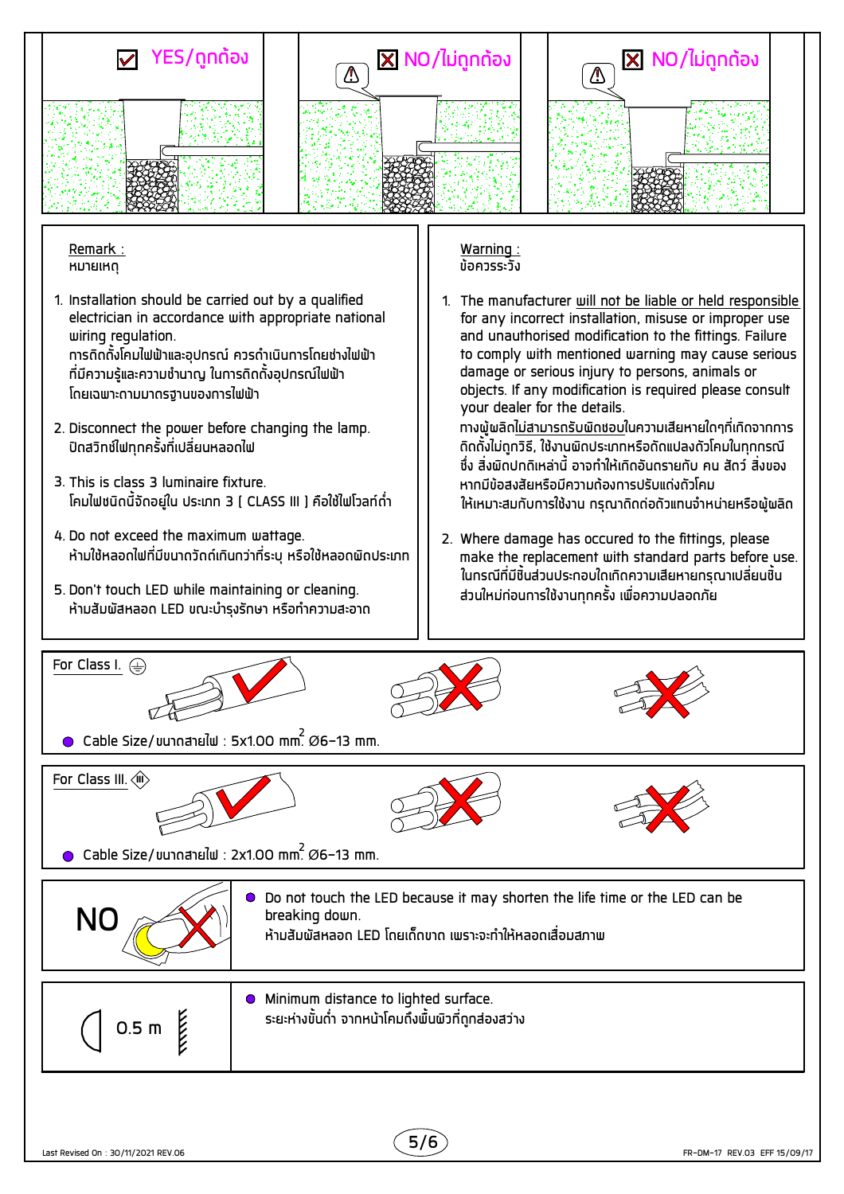☑ YES/ถูกต้อง

☒ NO/ไม่ถูกต้อง

☒ NO/ไม่ถูกต้อง

Remark :
หมายเหตุ

1. Installation should be carried out by a qualified electrician in accordance with appropriate national wiring regulation.
   การติดตั้งโคมไฟฟ้าและอุปกรณ์ ควรดำเนินการโดยช่างไฟฟ้าที่มีความรู้และความชำนาญ ในการติดตั้งอุปกรณ์ไฟฟ้า โดยเฉพาะตามมาตรฐานของการไฟฟ้า
2. Disconnect the power before changing the lamp.
   ปิดสวิทช์ไฟทุกครั้งที่เปลี่ยนหลอดไฟ
3. This is class 3 luminaire fixture.
   โคมไฟชนิดนี้จัดอยู่ใน ประเภท 3 ( CLASS III ) คือใช้ไฟโวลท์ต่ำ
4. Do not exceed the maximum wattage.
   ห้ามใช้หลอดไฟที่มีขนาดวัตต์เกินกว่าที่ระบุ หรือใช้หลอดผิดประเภท
5. Don't touch LED while maintaining or cleaning.
   ห้ามสัมผัสหลอด LED ขณะบำรุงรักษา หรือทำความสะอาด

Warning :
ข้อควรระวัง

1. The manufacturer will not be liable or held responsible for any incorrect installation, misuse or improper use and unauthorised modification to the fittings. Failure to comply with mentioned warning may cause serious damage or serious injury to persons, animals or objects. If any modification is required please consult your dealer for the details.
   ทางผู้ผลิตไม่สามารถรับผิดชอบในความเสียหายใดๆที่เกิดจากการติดตั้งไม่ถูกวิธี, ใช้งานผิดประเภทหรือดัดแปลงตัวโคมในทุกกรณี ซึ่ง สิ่งผิดปกติเหล่านี้ อาจทำให้เกิดอันตรายกับ คน สัตว์ สิ่งของ หากมีข้อสงสัยหรือมีความต้องการปรับแต่งตัวโคม ให้เหมาะสมกับการใช้งาน กรุณาติดต่อตัวแทนจำหน่ายหรือผู้ผลิต
2. Where damage has occured to the fittings, please make the replacement with standard parts before use.
   ในกรณีที่มีชิ้นส่วนประกอบใดเกิดความเสียหายกรุณาเปลี่ยนชิ้นส่วนใหม่ก่อนการใช้งานทุกครั้ง เพื่อความปลอดภัย

For Class I.

- Cable Size/ขนาดสายไฟ : 5x1.00 $mm^2$. Ø6-13 mm.

For Class III.

- Cable Size/ขนาดสายไฟ : 2x1.00 $mm^2$. Ø6-13 mm.

NO

- Do not touch the LED because it may shorten the life time or the LED can be breaking down.
  ห้ามสัมผัสหลอด LED โดยเด็ดขาด เพราะจะทำให้หลอดเสื่อมสภาพ

0.5 m

- Minimum distance to lighted surface.
  ระยะห่างขั้นต่ำ จากหน้าโคมถึงพื้นผิวที่ถูกส่องสว่าง

Last Revised On : 30/11/2021 REV.06

FR-DM-17 REV.03 EFF 15/09/17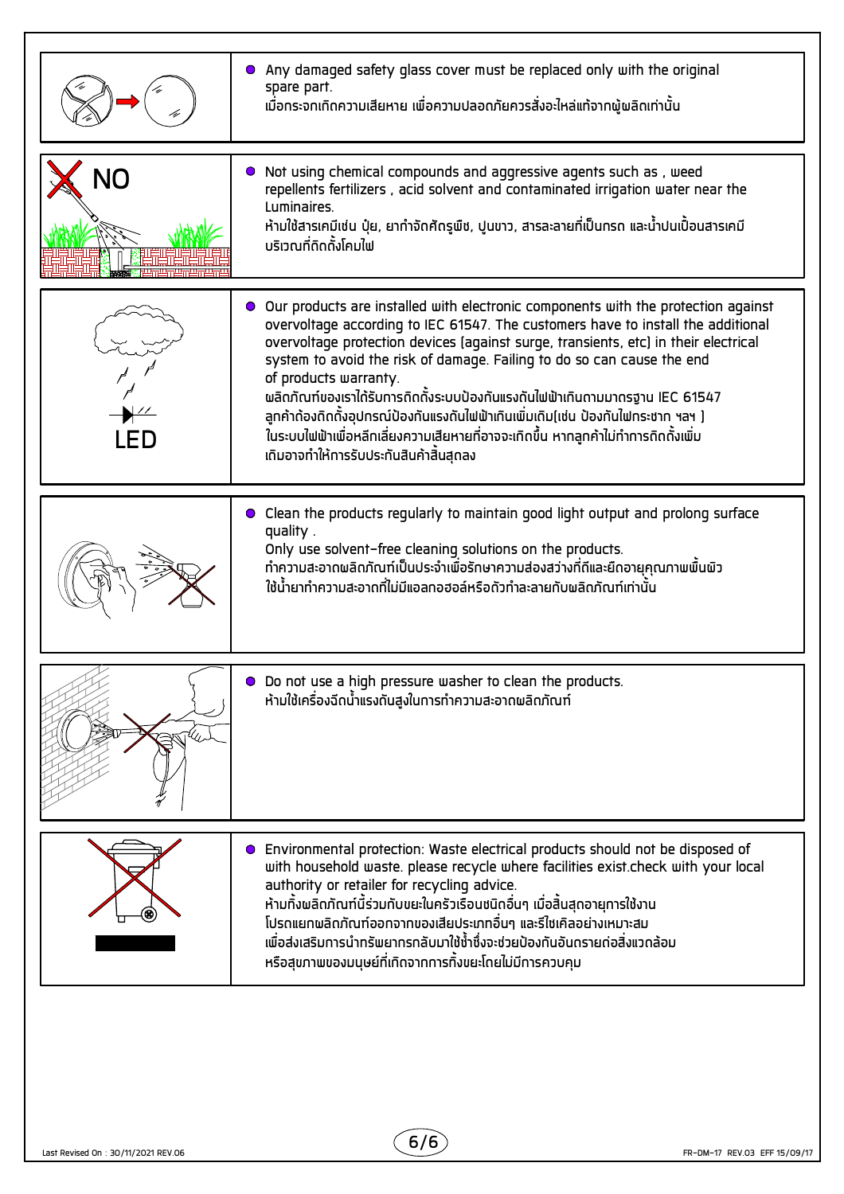| | |
|---|---|
| | Any damaged safety glass cover must be replaced only with the original spare part.<br>เมื่อกระจกเกิดความเสียหาย เพื่อความปลอดภัยควรสั่งอะไหล่แท้จากผู้ผลิตเท่านั้น |
| NO | Not using chemical compounds and aggressive agents such as , weed repellents fertilizers , acid solvent and contaminated irrigation water near the Luminaires.<br>ห้ามใช้สารเคมีเช่น ปุ๋ย, ยากำจัดศัตรูพืช, ปูนขาว, สารละลายที่เป็นกรด และน้ำปนเปื้อนสารเคมีบริเวณที่ติดตั้งโคมไฟ |
| LED | Our products are installed with electronic components with the protection against overvoltage according to IEC 61547. The customers have to install the additional overvoltage protection devices (against surge, transients, etc) in their electrical system to avoid the risk of damage. Failing to do so can cause the end of products warranty.<br>ผลิตภัณฑ์ของเราได้รับการติดตั้งระบบป้องกันแรงดันไฟฟ้าเกินตามมาตรฐาน IEC 61547 ลูกค้าต้องติดตั้งอุปกรณ์ป้องกันแรงดันไฟฟ้าเกินเพิ่มเติม(เช่น ป้องกันไฟกระชาก ฯลฯ ) ในระบบไฟฟ้าเพื่อหลีกเลี่ยงความเสียหายที่อาจจะเกิดขึ้น หากลูกค้าไม่ทำการติดตั้งเพิ่มเติมอาจทำให้การรับประกันสินค้าสิ้นสุดลง |
| | Clean the products regularly to maintain good light output and prolong surface quality .<br>Only use solvent-free cleaning solutions on the products.<br>ทำความสะอาดผลิตภัณฑ์เป็นประจำเพื่อรักษาความส่องสว่างที่ดีและยืดอายุคุณภาพพื้นผิว<br>ใช้น้ำยาทำความสะอาดที่ไม่มีแอลกอฮอล์หรือตัวทำละลายกับผลิตภัณฑ์เท่านั้น |
| | Do not use a high pressure washer to clean the products.<br>ห้ามใช้เครื่องฉีดน้ำแรงดันสูงในการทำความสะอาดผลิตภัณฑ์ |
| | Environmental protection: Waste electrical products should not be disposed of with household waste. please recycle where facilities exist.check with your local authority or retailer for recycling advice.<br>ห้ามทิ้งผลิตภัณฑ์นี้ร่วมกับขยะในครัวเรือนชนิดอื่นๆ เมื่อสิ้นสุดอายุการใช้งาน โปรดแยกผลิตภัณฑ์ออกจากของเสียประเภทอื่นๆ และรีไซเคิลอย่างเหมาะสม เพื่อส่งเสริมการนำทรัพยากรกลับมาใช้ซ้ำซึ่งจะช่วยป้องกันอันตรายต่อสิ่งแวดล้อมหรือสุขภาพของมนุษย์ที่เกิดจากการทิ้งขยะโดยไม่มีการควบคุม |

Last Revised On : 30/11/2021 REV.06

FR-DM-17 REV.03 EFF 15/09/17